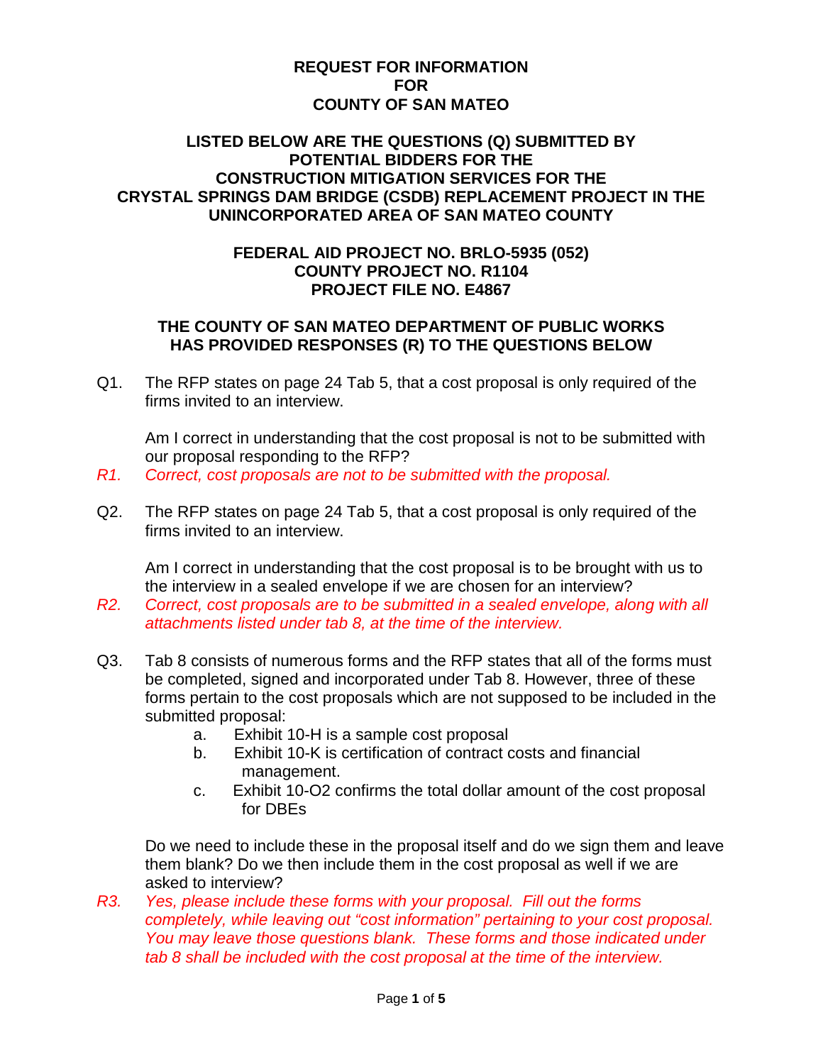# REQUEST FOR INFORMATION FOR COUNTY OF SAN MATEO

## LISTED BELOW ARE THE QUESTIONS (Q) SUBMITTED BY POTENTIAL BIDDERS FOR THE CONSTRUCTION MITIGATION SERVICES FOR THE CRYSTAL SPRINGS DAM BRIDGE (CSDB) REPLACEMENT PROJECT IN THE UNINCORPORATED AREA OF SAN MATEO COUNTY

### FEDERAL AID PROJECT NO. BRLO-5935 (052)
### COUNTY PROJECT NO. R1104
### PROJECT FILE NO. E4867

### THE COUNTY OF SAN MATEO DEPARTMENT OF PUBLIC WORKS HAS PROVIDED RESPONSES (R) TO THE QUESTIONS BELOW

Q1. The RFP states on page 24 Tab 5, that a cost proposal is only required of the firms invited to an interview.

Am I correct in understanding that the cost proposal is not to be submitted with our proposal responding to the RFP?

*R1. Correct, cost proposals are not to be submitted with the proposal.*

Q2. The RFP states on page 24 Tab 5, that a cost proposal is only required of the firms invited to an interview.

Am I correct in understanding that the cost proposal is to be brought with us to the interview in a sealed envelope if we are chosen for an interview?

*R2. Correct, cost proposals are to be submitted in a sealed envelope, along with all attachments listed under tab 8, at the time of the interview.*

Q3. Tab 8 consists of numerous forms and the RFP states that all of the forms must be completed, signed and incorporated under Tab 8. However, three of these forms pertain to the cost proposals which are not supposed to be included in the submitted proposal:

a. Exhibit 10-H is a sample cost proposal
b. Exhibit 10-K is certification of contract costs and financial management.
c. Exhibit 10-O2 confirms the total dollar amount of the cost proposal for DBEs

Do we need to include these in the proposal itself and do we sign them and leave them blank? Do we then include them in the cost proposal as well if we are asked to interview?

*R3. Yes, please include these forms with your proposal. Fill out the forms completely, while leaving out "cost information" pertaining to your cost proposal. You may leave those questions blank. These forms and those indicated under tab 8 shall be included with the cost proposal at the time of the interview.*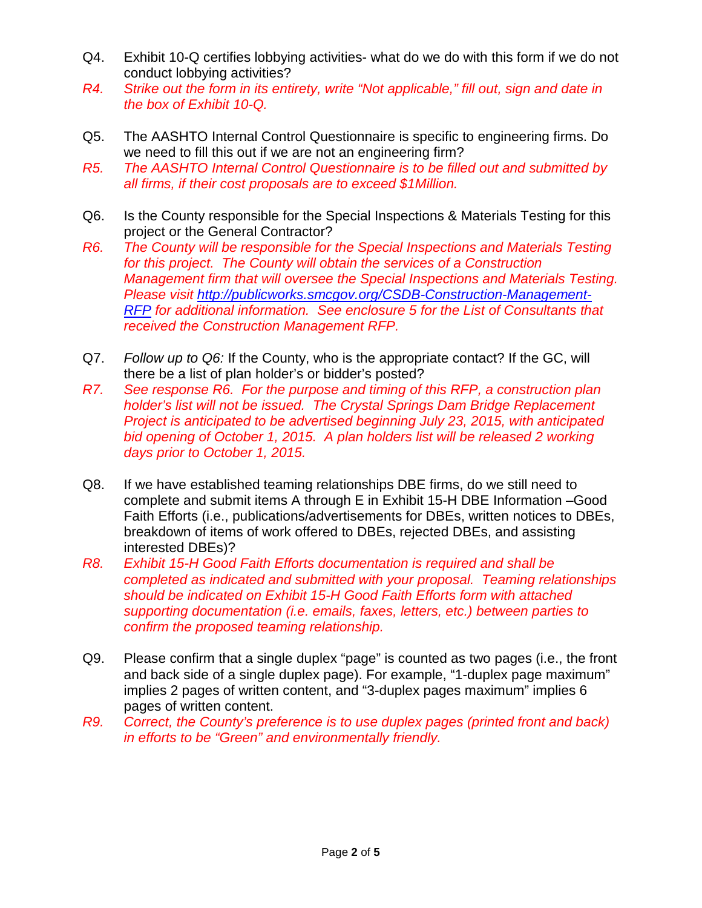Q4. Exhibit 10-Q certifies lobbying activities- what do we do with this form if we do not conduct lobbying activities?

*R4. Strike out the form in its entirety, write "Not applicable," fill out, sign and date in the box of Exhibit 10-Q.*

Q5. The AASHTO Internal Control Questionnaire is specific to engineering firms. Do we need to fill this out if we are not an engineering firm?

*R5. The AASHTO Internal Control Questionnaire is to be filled out and submitted by all firms, if their cost proposals are to exceed $1Million.*

Q6. Is the County responsible for the Special Inspections & Materials Testing for this project or the General Contractor?

*R6. The County will be responsible for the Special Inspections and Materials Testing for this project. The County will obtain the services of a Construction Management firm that will oversee the Special Inspections and Materials Testing. Please visit [http://publicworks.smcgov.org/CSDB-Construction-Management-RFP](http://publicworks.smcgov.org/CSDB-Construction-Management-RFP) for additional information. See enclosure 5 for the List of Consultants that received the Construction Management RFP.*

Q7. *Follow up to Q6:* If the County, who is the appropriate contact? If the GC, will there be a list of plan holder's or bidder's posted?

*R7. See response R6. For the purpose and timing of this RFP, a construction plan holder's list will not be issued. The Crystal Springs Dam Bridge Replacement Project is anticipated to be advertised beginning July 23, 2015, with anticipated bid opening of October 1, 2015. A plan holders list will be released 2 working days prior to October 1, 2015.*

Q8. If we have established teaming relationships DBE firms, do we still need to complete and submit items A through E in Exhibit 15-H DBE Information –Good Faith Efforts (i.e., publications/advertisements for DBEs, written notices to DBEs, breakdown of items of work offered to DBEs, rejected DBEs, and assisting interested DBEs)?

*R8. Exhibit 15-H Good Faith Efforts documentation is required and shall be completed as indicated and submitted with your proposal. Teaming relationships should be indicated on Exhibit 15-H Good Faith Efforts form with attached supporting documentation (i.e. emails, faxes, letters, etc.) between parties to confirm the proposed teaming relationship.*

Q9. Please confirm that a single duplex "page" is counted as two pages (i.e., the front and back side of a single duplex page). For example, "1-duplex page maximum" implies 2 pages of written content, and "3-duplex pages maximum" implies 6 pages of written content.

*R9. Correct, the County's preference is to use duplex pages (printed front and back) in efforts to be "Green" and environmentally friendly.*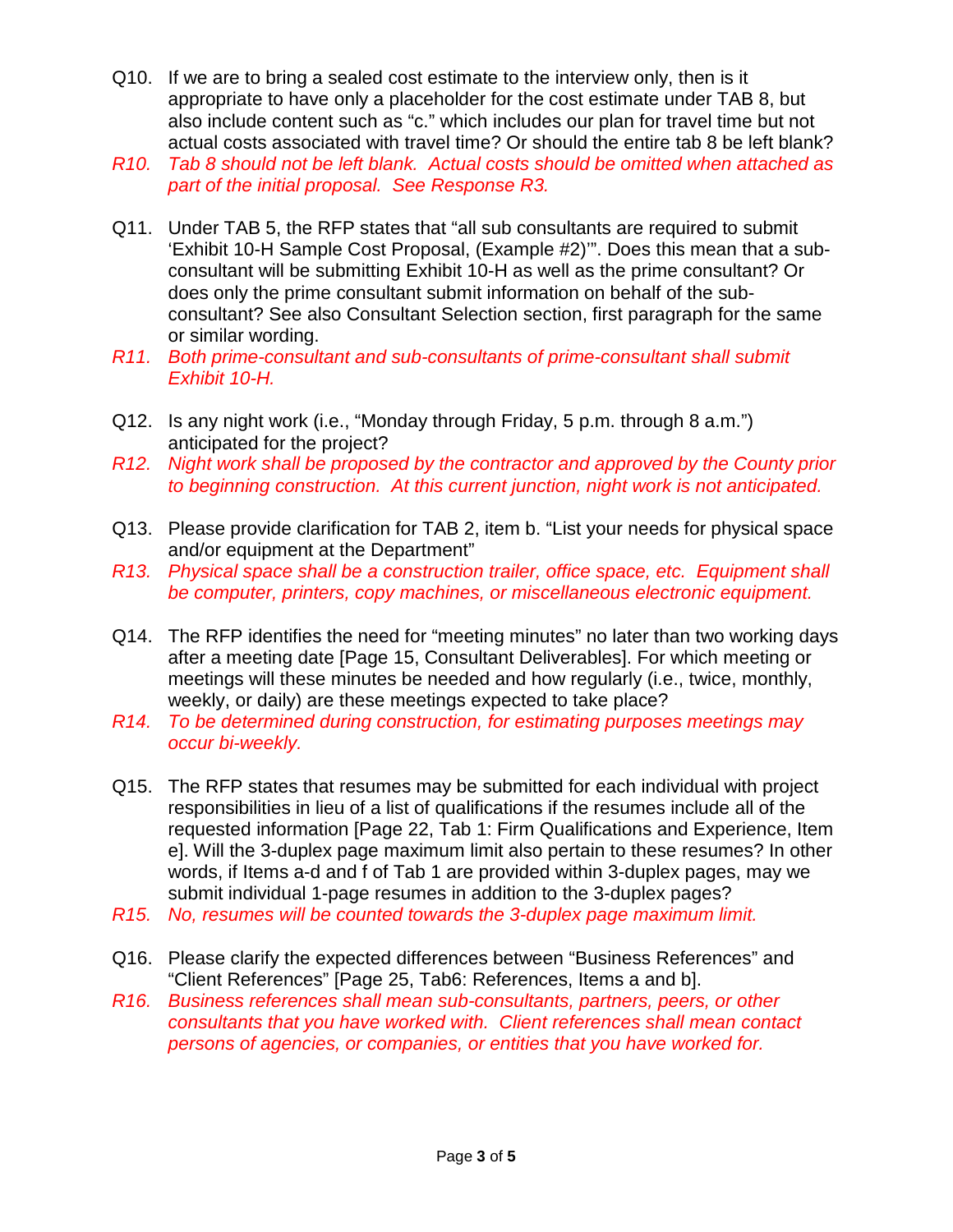Q10. If we are to bring a sealed cost estimate to the interview only, then is it appropriate to have only a placeholder for the cost estimate under TAB 8, but also include content such as "c." which includes our plan for travel time but not actual costs associated with travel time? Or should the entire tab 8 be left blank?

*R10. Tab 8 should not be left blank. Actual costs should be omitted when attached as part of the initial proposal. See Response R3.*

Q11. Under TAB 5, the RFP states that "all sub consultants are required to submit 'Exhibit 10-H Sample Cost Proposal, (Example #2)'". Does this mean that a sub-consultant will be submitting Exhibit 10-H as well as the prime consultant? Or does only the prime consultant submit information on behalf of the sub-consultant? See also Consultant Selection section, first paragraph for the same or similar wording.

*R11. Both prime-consultant and sub-consultants of prime-consultant shall submit Exhibit 10-H.*

Q12. Is any night work (i.e., "Monday through Friday, 5 p.m. through 8 a.m.") anticipated for the project?

*R12. Night work shall be proposed by the contractor and approved by the County prior to beginning construction. At this current junction, night work is not anticipated.*

Q13. Please provide clarification for TAB 2, item b. "List your needs for physical space and/or equipment at the Department"

*R13. Physical space shall be a construction trailer, office space, etc. Equipment shall be computer, printers, copy machines, or miscellaneous electronic equipment.*

Q14. The RFP identifies the need for "meeting minutes" no later than two working days after a meeting date [Page 15, Consultant Deliverables]. For which meeting or meetings will these minutes be needed and how regularly (i.e., twice, monthly, weekly, or daily) are these meetings expected to take place?

*R14. To be determined during construction, for estimating purposes meetings may occur bi-weekly.*

Q15. The RFP states that resumes may be submitted for each individual with project responsibilities in lieu of a list of qualifications if the resumes include all of the requested information [Page 22, Tab 1: Firm Qualifications and Experience, Item e]. Will the 3-duplex page maximum limit also pertain to these resumes? In other words, if Items a-d and f of Tab 1 are provided within 3-duplex pages, may we submit individual 1-page resumes in addition to the 3-duplex pages?

*R15. No, resumes will be counted towards the 3-duplex page maximum limit.*

Q16. Please clarify the expected differences between "Business References" and "Client References" [Page 25, Tab6: References, Items a and b].

*R16. Business references shall mean sub-consultants, partners, peers, or other consultants that you have worked with. Client references shall mean contact persons of agencies, or companies, or entities that you have worked for.*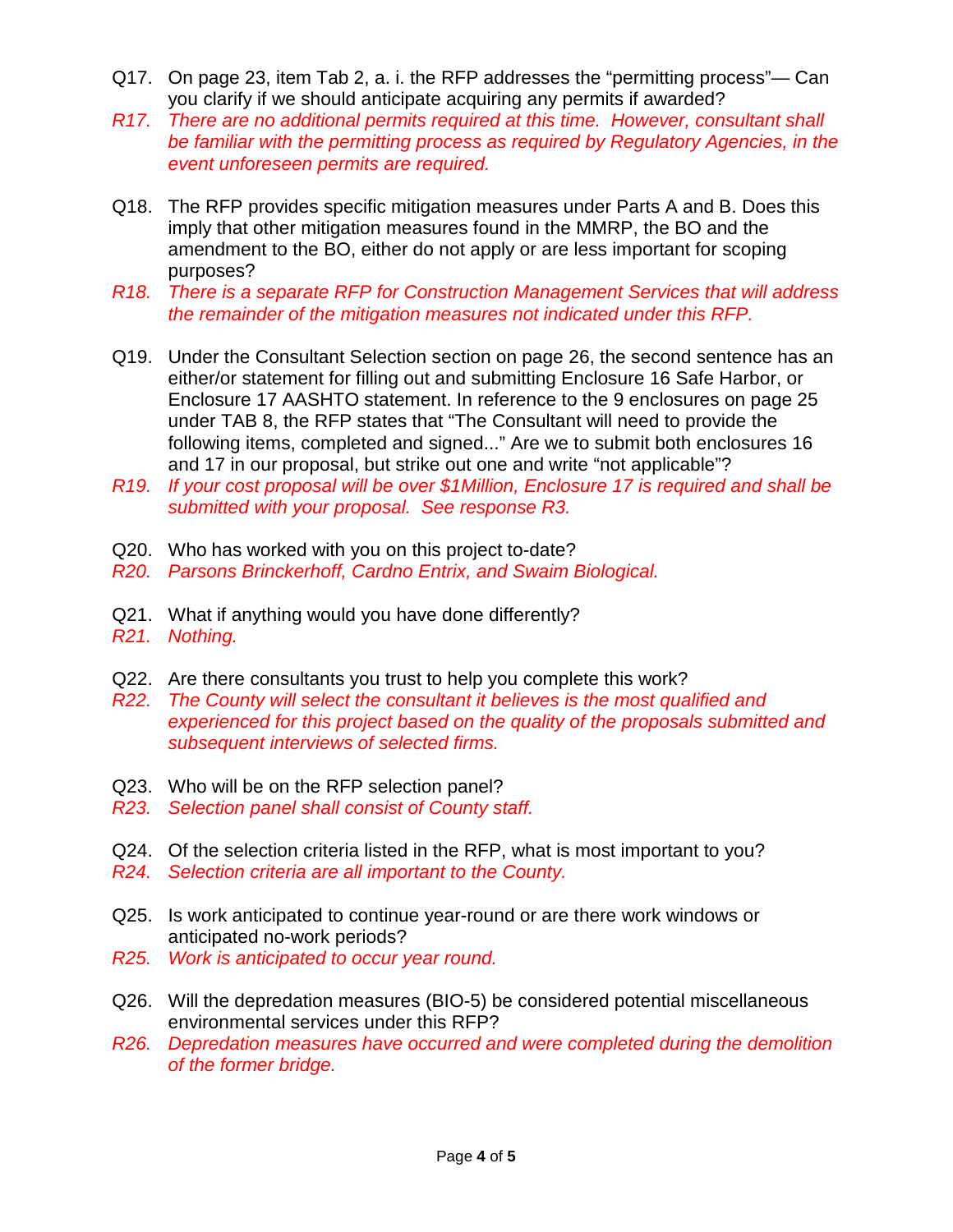Q17. On page 23, item Tab 2, a. i. the RFP addresses the "permitting process"— Can you clarify if we should anticipate acquiring any permits if awarded?

*R17. There are no additional permits required at this time. However, consultant shall be familiar with the permitting process as required by Regulatory Agencies, in the event unforeseen permits are required.*

Q18. The RFP provides specific mitigation measures under Parts A and B. Does this imply that other mitigation measures found in the MMRP, the BO and the amendment to the BO, either do not apply or are less important for scoping purposes?

*R18. There is a separate RFP for Construction Management Services that will address the remainder of the mitigation measures not indicated under this RFP.*

Q19. Under the Consultant Selection section on page 26, the second sentence has an either/or statement for filling out and submitting Enclosure 16 Safe Harbor, or Enclosure 17 AASHTO statement. In reference to the 9 enclosures on page 25 under TAB 8, the RFP states that "The Consultant will need to provide the following items, completed and signed..." Are we to submit both enclosures 16 and 17 in our proposal, but strike out one and write "not applicable"?

*R19. If your cost proposal will be over $1Million, Enclosure 17 is required and shall be submitted with your proposal. See response R3.*

Q20. Who has worked with you on this project to-date?

*R20. Parsons Brinckerhoff, Cardno Entrix, and Swaim Biological.*

Q21. What if anything would you have done differently?

*R21. Nothing.*

Q22. Are there consultants you trust to help you complete this work?

*R22. The County will select the consultant it believes is the most qualified and experienced for this project based on the quality of the proposals submitted and subsequent interviews of selected firms.*

Q23. Who will be on the RFP selection panel?

*R23. Selection panel shall consist of County staff.*

Q24. Of the selection criteria listed in the RFP, what is most important to you?

*R24. Selection criteria are all important to the County.*

Q25. Is work anticipated to continue year-round or are there work windows or anticipated no-work periods?

*R25. Work is anticipated to occur year round.*

Q26. Will the depredation measures (BIO-5) be considered potential miscellaneous environmental services under this RFP?

*R26. Depredation measures have occurred and were completed during the demolition of the former bridge.*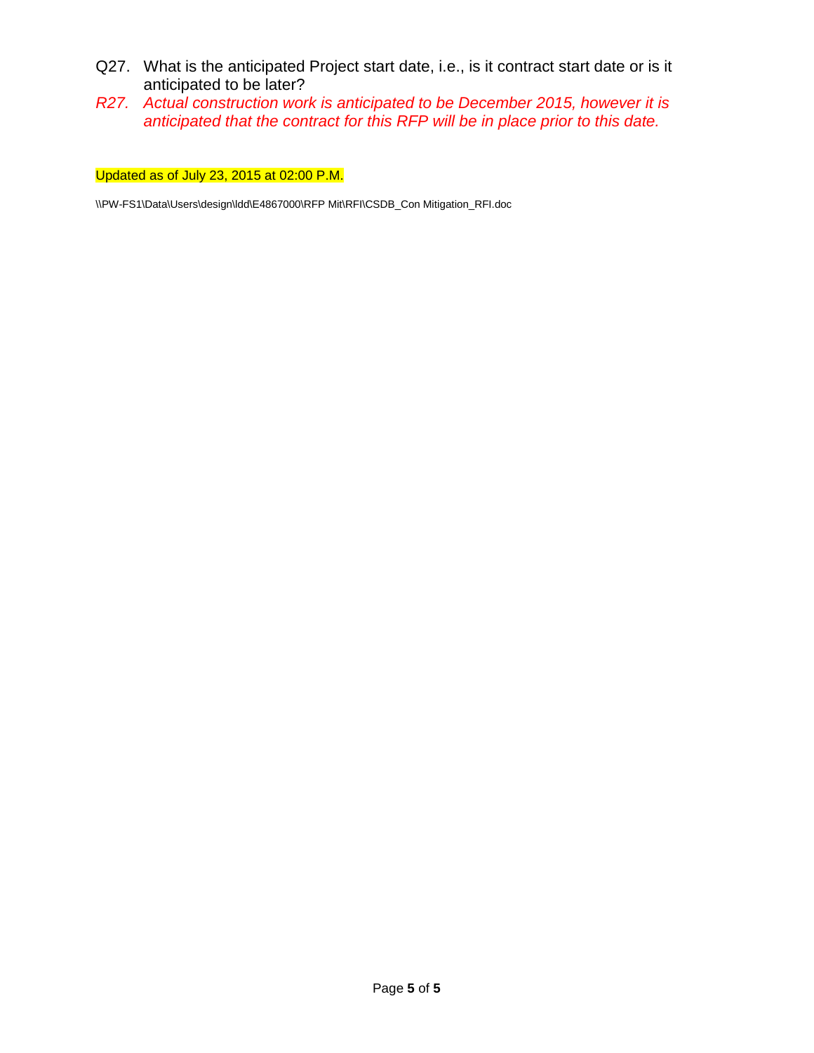Q27. What is the anticipated Project start date, i.e., is it contract start date or is it anticipated to be later?

*R27. Actual construction work is anticipated to be December 2015, however it is anticipated that the contract for this RFP will be in place prior to this date.*

Updated as of July 23, 2015 at 02:00 P.M.

\\PW-FS1\Data\Users\design\ldd\E4867000\RFP Mit\RFI\CSDB_Con Mitigation_RFI.doc